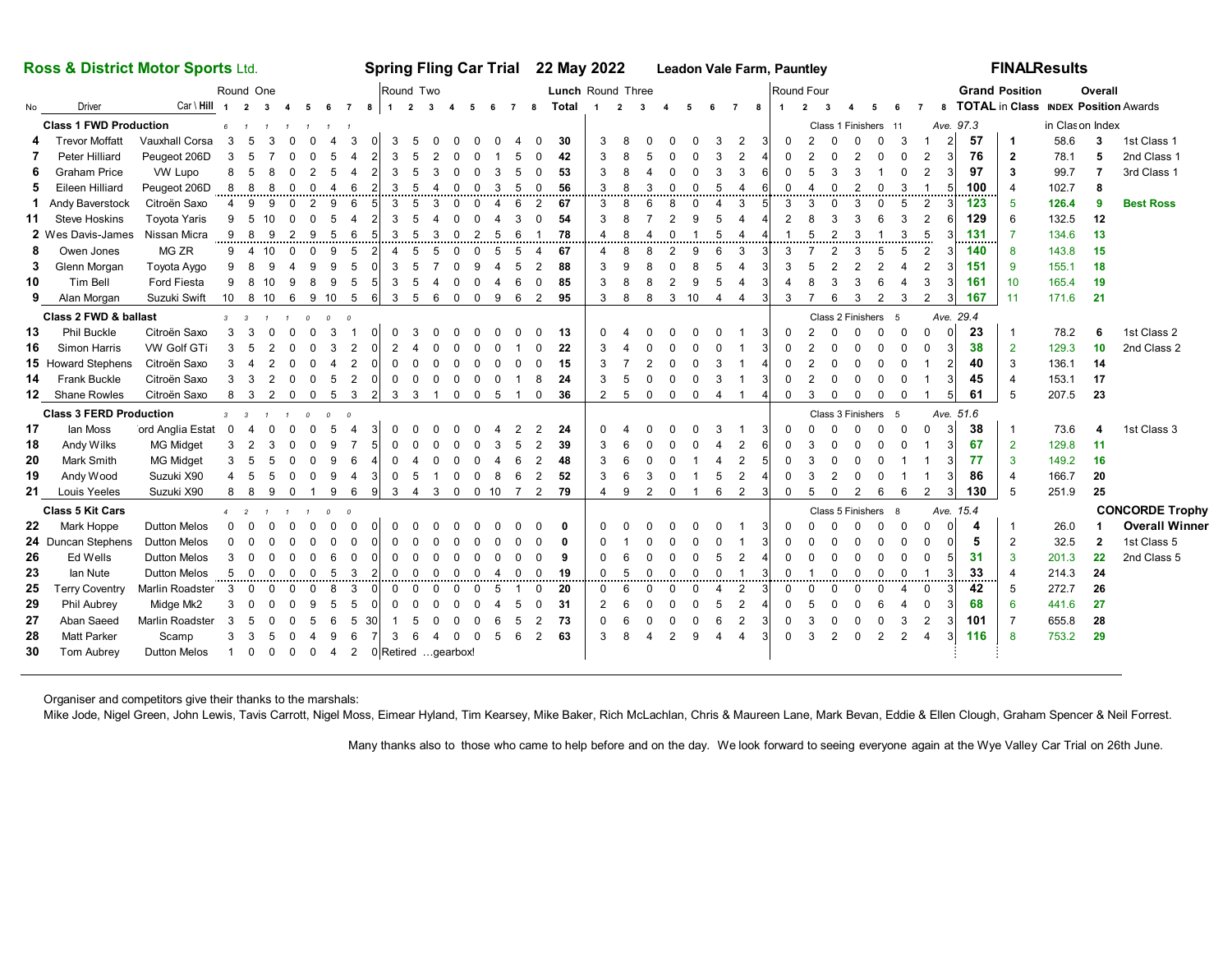# Ross & District Motor Sports Ltd.

## Spring Fling Car Trial 22 May 2022 — Leadon Vale Farm, Pauntley

### FINAL Results

| No | Driver | Car \ Hill | Round One | | | | | | | | Round Two | | | | | | | | Lunch | Round Three | | | | | | | | Round Four | | | | | | | | Grand | Position | | Overall | |
|---|---|---|---|---|---|---|---|---|---|---|---|---|---|---|---|---|---|---|---|---|---|---|---|---|---|---|---|---|---|---|---|---|---|---|---|---|---|---|---|---|
| | | | 1 | 2 | 3 | 4 | 5 | 6 | 7 | 8 | 1 | 2 | 3 | 4 | 5 | 6 | 7 | 8 | Total | 1 | 2 | 3 | 4 | 5 | 6 | 7 | 8 | 1 | 2 | 3 | 4 | 5 | 6 | 7 | 8 | TOTAL | in Class | INDEX | Position | Awards |
| **Class 1 FWD Production** | | | 6 | 1 | 1 | 1 | 1 | 1 | 1 | | | | | | | | | | | | | | | | | | | Class 1 Finishers 11 | | | | | | | | Ave. 97.3 | | in Class on Index | | |
| **4** | Trevor Moffatt | Vauxhall Corsa | 3 | 5 | 3 | 0 | 0 | 4 | 3 | 0 | 3 | 5 | 0 | 0 | 0 | 0 | 4 | 0 | **30** | 3 | 8 | 0 | 0 | 0 | 3 | 2 | 3 | 0 | 2 | 0 | 0 | 0 | 3 | 1 | 2 | **57** | 1 | 58.6 | **3** | 1st Class 1 |
| **7** | Peter Hilliard | Peugeot 206D | 3 | 5 | 7 | 0 | 0 | 5 | 4 | 2 | 3 | 5 | 2 | 0 | 0 | 1 | 5 | 0 | **42** | 3 | 8 | 5 | 0 | 0 | 3 | 2 | 4 | 0 | 2 | 0 | 2 | 0 | 0 | 2 | 3 | **76** | 2 | 78.1 | **5** | 2nd Class 1 |
| **6** | Graham Price | VW Lupo | 8 | 5 | 8 | 0 | 2 | 5 | 4 | 2 | 3 | 5 | 3 | 0 | 0 | 3 | 5 | 0 | **53** | 3 | 8 | 4 | 0 | 0 | 3 | 3 | 6 | 0 | 5 | 3 | 3 | 1 | 0 | 2 | 3 | **97** | 3 | 99.7 | **7** | 3rd Class 1 |
| **5** | Eileen Hilliard | Peugeot 206D | 8 | 8 | 8 | 0 | 0 | 4 | 6 | 2 | 3 | 5 | 4 | 0 | 0 | 3 | 5 | 0 | **56** | 3 | 8 | 3 | 0 | 0 | 5 | 4 | 6 | 0 | 4 | 0 | 2 | 0 | 3 | 1 | 5 | **100** | 4 | 102.7 | **8** | |
| **1** | Andy Baverstock | Citroën Saxo | 4 | 9 | 9 | 0 | 2 | 9 | 6 | 5 | 3 | 5 | 3 | 0 | 0 | 4 | 6 | 2 | **67** | 3 | 8 | 6 | 8 | 0 | 4 | 3 | 5 | 3 | 3 | 0 | 3 | 0 | 5 | 2 | 3 | **123** | 5 | 126.4 | **9** | **Best Ross** |
| **11** | Steve Hoskins | Toyota Yaris | 9 | 5 | 10 | 0 | 0 | 5 | 4 | 2 | 3 | 5 | 4 | 0 | 0 | 4 | 3 | 0 | **54** | 3 | 8 | 7 | 2 | 9 | 5 | 4 | 4 | 2 | 8 | 3 | 3 | 6 | 3 | 2 | 6 | **129** | 6 | 132.5 | **12** | |
| **2** | Wes Davis-James | Nissan Micra | 9 | 8 | 9 | 2 | 9 | 5 | 6 | 5 | 3 | 5 | 3 | 0 | 2 | 5 | 6 | 1 | **78** | 4 | 8 | 4 | 0 | 1 | 5 | 4 | 4 | 1 | 5 | 2 | 3 | 1 | 3 | 5 | 3 | **131** | 7 | 134.6 | **13** | |
| **8** | Owen Jones | MG ZR | 9 | 4 | 10 | 0 | 0 | 9 | 5 | 2 | 4 | 5 | 5 | 0 | 0 | 5 | 5 | 4 | **67** | 4 | 8 | 8 | 2 | 9 | 6 | 3 | 3 | 3 | 7 | 2 | 3 | 5 | 5 | 2 | 3 | **140** | 8 | 143.8 | **15** | |
| **3** | Glenn Morgan | Toyota Aygo | 9 | 8 | 9 | 4 | 9 | 9 | 5 | 0 | 3 | 5 | 7 | 0 | 9 | 4 | 5 | 2 | **88** | 3 | 9 | 8 | 0 | 8 | 5 | 4 | 3 | 3 | 5 | 2 | 2 | 2 | 4 | 2 | 3 | **151** | 9 | 155.1 | **18** | |
| **10** | Tim Bell | Ford Fiesta | 9 | 8 | 10 | 9 | 8 | 9 | 5 | 5 | 3 | 5 | 4 | 0 | 0 | 4 | 6 | 0 | **85** | 3 | 8 | 8 | 2 | 9 | 5 | 4 | 3 | 4 | 8 | 3 | 3 | 6 | 4 | 3 | 3 | **161** | 10 | 165.4 | **19** | |
| **9** | Alan Morgan | Suzuki Swift | 10 | 8 | 10 | 6 | 9 | 10 | 5 | 6 | 3 | 5 | 6 | 0 | 0 | 9 | 6 | 2 | **95** | 3 | 8 | 8 | 3 | 10 | 4 | 4 | 3 | 3 | 7 | 6 | 3 | 2 | 3 | 2 | 3 | **167** | 11 | 171.6 | **21** | |
| **Class 2 FWD & ballast** | | | 3 | 3 | 1 | 1 | 0 | 0 | 0 | | | | | | | | | | | | | | | | | | | Class 2 Finishers 5 | | | | | | | | Ave. 29.4 | | | | |
| **13** | Phil Buckle | Citroën Saxo | 3 | 3 | 0 | 0 | 0 | 3 | 1 | 0 | 0 | 3 | 0 | 0 | 0 | 0 | 0 | 0 | **13** | 0 | 4 | 0 | 0 | 0 | 0 | 1 | 3 | 0 | 2 | 0 | 0 | 0 | 0 | 0 | 0 | **23** | 1 | 78.2 | **6** | 1st Class 2 |
| **16** | Simon Harris | VW Golf GTi | 3 | 5 | 2 | 0 | 0 | 3 | 2 | 0 | 2 | 4 | 0 | 0 | 0 | 0 | 1 | 0 | **22** | 3 | 4 | 0 | 0 | 0 | 0 | 1 | 3 | 0 | 2 | 0 | 0 | 0 | 0 | 0 | 3 | **38** | 2 | 129.3 | **10** | 2nd Class 2 |
| **15** | Howard Stephens | Citroën Saxo | 3 | 4 | 2 | 0 | 0 | 4 | 2 | 0 | 0 | 0 | 0 | 0 | 0 | 0 | 0 | 0 | **15** | 3 | 7 | 2 | 0 | 0 | 3 | 1 | 4 | 0 | 2 | 0 | 0 | 0 | 0 | 1 | 2 | **40** | 3 | 136.1 | **14** | |
| **14** | Frank Buckle | Citroën Saxo | 3 | 3 | 2 | 0 | 0 | 5 | 2 | 0 | 0 | 0 | 0 | 0 | 0 | 0 | 1 | 8 | **24** | 3 | 5 | 0 | 0 | 0 | 3 | 1 | 3 | 0 | 2 | 0 | 0 | 0 | 0 | 1 | 3 | **45** | 4 | 153.1 | **17** | |
| **12** | Shane Rowles | Citroën Saxo | 8 | 3 | 2 | 0 | 0 | 5 | 3 | 2 | 3 | 3 | 1 | 0 | 0 | 5 | 1 | 0 | **36** | 2 | 5 | 0 | 0 | 0 | 4 | 1 | 4 | 0 | 3 | 0 | 0 | 0 | 0 | 1 | 5 | **61** | 5 | 207.5 | **23** | |
| **Class 3 FERD Production** | | | 3 | 3 | 1 | 1 | 0 | 0 | 0 | | | | | | | | | | | | | | | | | | | Class 3 Finishers 5 | | | | | | | | Ave. 51.6 | | | | |
| **17** | Ian Moss | ord Anglia Estat | 0 | 4 | 0 | 0 | 0 | 5 | 4 | 3 | 0 | 0 | 0 | 0 | 0 | 4 | 2 | 2 | **24** | 0 | 4 | 0 | 0 | 0 | 3 | 1 | 3 | 0 | 0 | 0 | 0 | 0 | 0 | 0 | 3 | **38** | 1 | 73.6 | **4** | 1st Class 3 |
| **18** | Andy Wilks | MG Midget | 3 | 2 | 3 | 0 | 0 | 9 | 7 | 5 | 0 | 0 | 0 | 0 | 0 | 3 | 5 | 2 | **39** | 3 | 6 | 0 | 0 | 0 | 4 | 2 | 6 | 0 | 3 | 0 | 0 | 0 | 0 | 1 | 3 | **67** | 2 | 129.8 | **11** | |
| **20** | Mark Smith | MG Midget | 3 | 5 | 5 | 0 | 0 | 9 | 6 | 4 | 0 | 4 | 0 | 0 | 0 | 4 | 6 | 2 | **48** | 3 | 6 | 0 | 0 | 1 | 4 | 2 | 5 | 0 | 3 | 0 | 0 | 0 | 1 | 1 | 3 | **77** | 3 | 149.2 | **16** | |
| **19** | Andy Wood | Suzuki X90 | 4 | 5 | 5 | 0 | 0 | 9 | 4 | 3 | 0 | 5 | 1 | 0 | 0 | 8 | 6 | 2 | **52** | 3 | 6 | 3 | 0 | 1 | 5 | 2 | 4 | 0 | 3 | 2 | 0 | 0 | 1 | 1 | 3 | **86** | 4 | 166.7 | **20** | |
| **21** | Louis Yeeles | Suzuki X90 | 8 | 8 | 9 | 0 | 1 | 9 | 6 | 9 | 3 | 4 | 3 | 0 | 0 | 10 | 7 | 2 | **79** | 4 | 9 | 2 | 0 | 1 | 6 | 2 | 3 | 0 | 5 | 0 | 2 | 6 | 6 | 2 | 3 | **130** | 5 | 251.9 | **25** | |
| **Class 5 Kit Cars** | | | 4 | 2 | 1 | 1 | 1 | 0 | 0 | | | | | | | | | | | | | | | | | | | Class 5 Finishers 8 | | | | | | | | Ave. 15.4 | | | | **CONCORDE Trophy** |
| **22** | Mark Hoppe | Dutton Melos | 0 | 0 | 0 | 0 | 0 | 0 | 0 | 0 | 0 | 0 | 0 | 0 | 0 | 0 | 0 | 0 | **0** | 0 | 0 | 0 | 0 | 0 | 0 | 1 | 3 | 0 | 0 | 0 | 0 | 0 | 0 | 0 | 0 | **4** | 1 | 26.0 | **1** | **Overall Winner** |
| **24** | Duncan Stephens | Dutton Melos | 0 | 0 | 0 | 0 | 0 | 0 | 0 | 0 | 0 | 0 | 0 | 0 | 0 | 0 | 0 | 0 | **0** | 0 | 1 | 0 | 0 | 0 | 0 | 1 | 3 | 0 | 0 | 0 | 0 | 0 | 0 | 0 | 0 | **5** | 2 | 32.5 | **2** | 1st Class 5 |
| **26** | Ed Wells | Dutton Melos | 3 | 0 | 0 | 0 | 0 | 6 | 0 | 0 | 0 | 0 | 0 | 0 | 0 | 0 | 0 | 0 | **9** | 0 | 6 | 0 | 0 | 0 | 5 | 2 | 4 | 0 | 0 | 0 | 0 | 0 | 0 | 0 | 5 | **31** | 3 | 201.3 | **22** | 2nd Class 5 |
| **23** | Ian Nute | Dutton Melos | 5 | 0 | 0 | 0 | 0 | 5 | 3 | 2 | 0 | 0 | 0 | 0 | 0 | 4 | 0 | 0 | **19** | 0 | 5 | 0 | 0 | 0 | 0 | 1 | 3 | 0 | 1 | 0 | 0 | 0 | 0 | 1 | 3 | **33** | 4 | 214.3 | **24** | |
| **25** | Terry Coventry | Marlin Roadster | 3 | 0 | 0 | 0 | 0 | 8 | 3 | 0 | 0 | 0 | 0 | 0 | 0 | 5 | 1 | 0 | **20** | 0 | 6 | 0 | 0 | 0 | 4 | 2 | 3 | 0 | 0 | 0 | 0 | 0 | 4 | 0 | 3 | **42** | 5 | 272.7 | **26** | |
| **29** | Phil Aubrey | Midge Mk2 | 3 | 0 | 0 | 0 | 9 | 5 | 5 | 0 | 0 | 0 | 0 | 0 | 0 | 4 | 5 | 0 | **31** | 2 | 6 | 0 | 0 | 0 | 5 | 2 | 4 | 0 | 5 | 0 | 0 | 6 | 4 | 0 | 3 | **68** | 6 | 441.6 | **27** | |
| **27** | Aban Saeed | Marlin Roadster | 3 | 5 | 0 | 0 | 5 | 6 | 5 | 30 | 1 | 5 | 0 | 0 | 0 | 6 | 5 | 2 | **73** | 0 | 6 | 0 | 0 | 0 | 6 | 2 | 3 | 0 | 3 | 0 | 0 | 0 | 3 | 2 | 3 | **101** | 7 | 655.8 | **28** | |
| **28** | Matt Parker | Scamp | 3 | 3 | 5 | 0 | 4 | 9 | 6 | 7 | 3 | 6 | 4 | 0 | 0 | 5 | 6 | 2 | **63** | 3 | 8 | 4 | 2 | 9 | 4 | 4 | 3 | 0 | 3 | 2 | 0 | 2 | 2 | 4 | 3 | **116** | 8 | 753.2 | **29** | |
| **30** | Tom Aubrey | Dutton Melos | 1 | 0 | 0 | 0 | 0 | 4 | 2 | 0 | Retired ...gearbox! | | | | | | | | | | | | | | | | | | | | | | | | | | | | | |

Organiser and competitors give their thanks to the marshals:

Mike Jode, Nigel Green, John Lewis, Tavis Carrott, Nigel Moss, Eimear Hyland, Tim Kearsey, Mike Baker, Rich McLachlan, Chris & Maureen Lane, Mark Bevan, Eddie & Ellen Clough, Graham Spencer & Neil Forrest.

Many thanks also to those who came to help before and on the day. We look forward to seeing everyone again at the Wye Valley Car Trial on 26th June.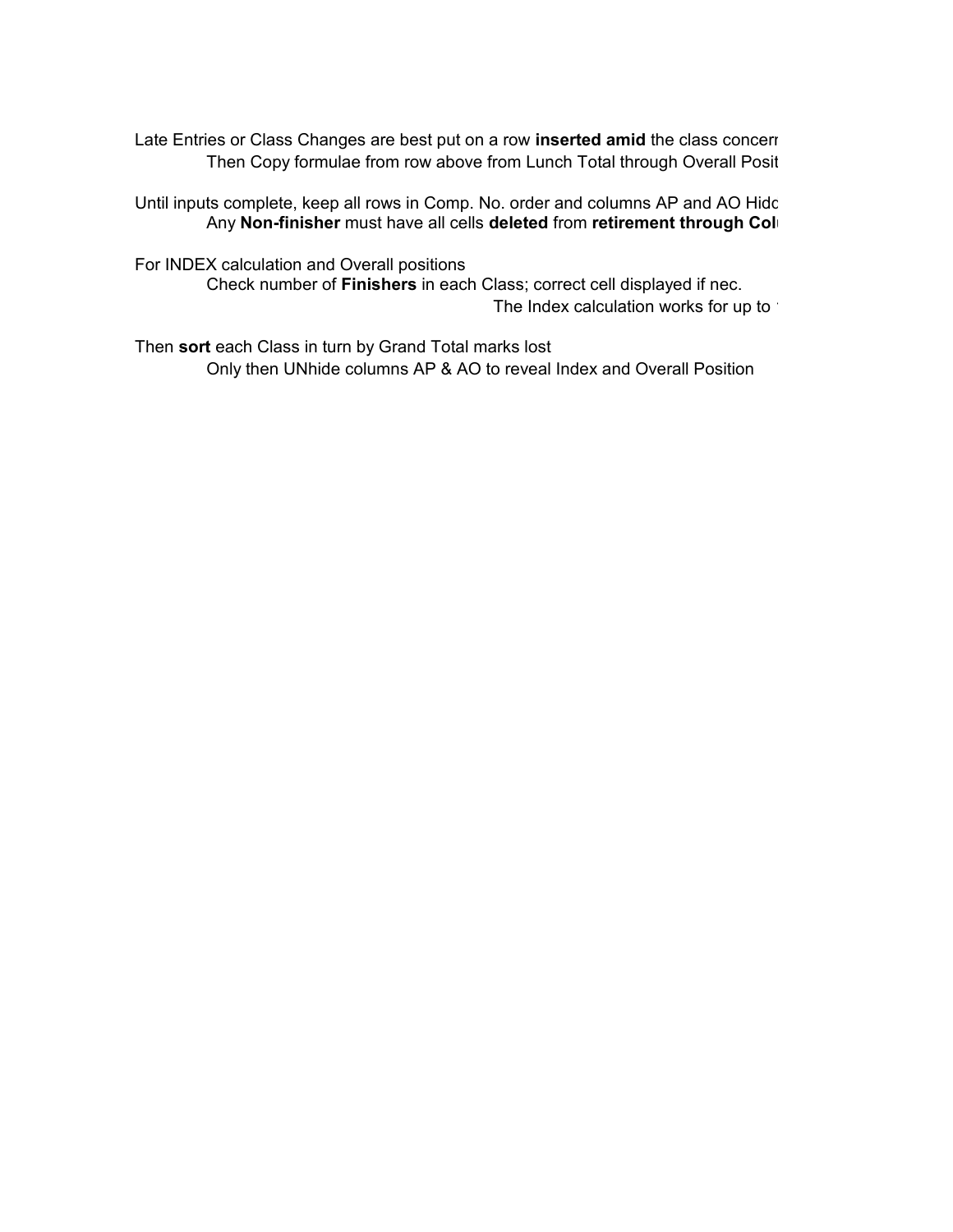Late Entries or Class Changes are best put on a row **inserted amid** the class concern

Then Copy formulae from row above from Lunch Total through Overall Posit

Until inputs complete, keep all rows in Comp. No. order and columns AP and AO Hidc

Any **Non-finisher** must have all cells **deleted** from **retirement through Col**

For INDEX calculation and Overall positions

Check number of **Finishers** in each Class; correct cell displayed if nec.

The Index calculation works for up to

Then **sort** each Class in turn by Grand Total marks lost

Only then UNhide columns AP & AO to reveal Index and Overall Position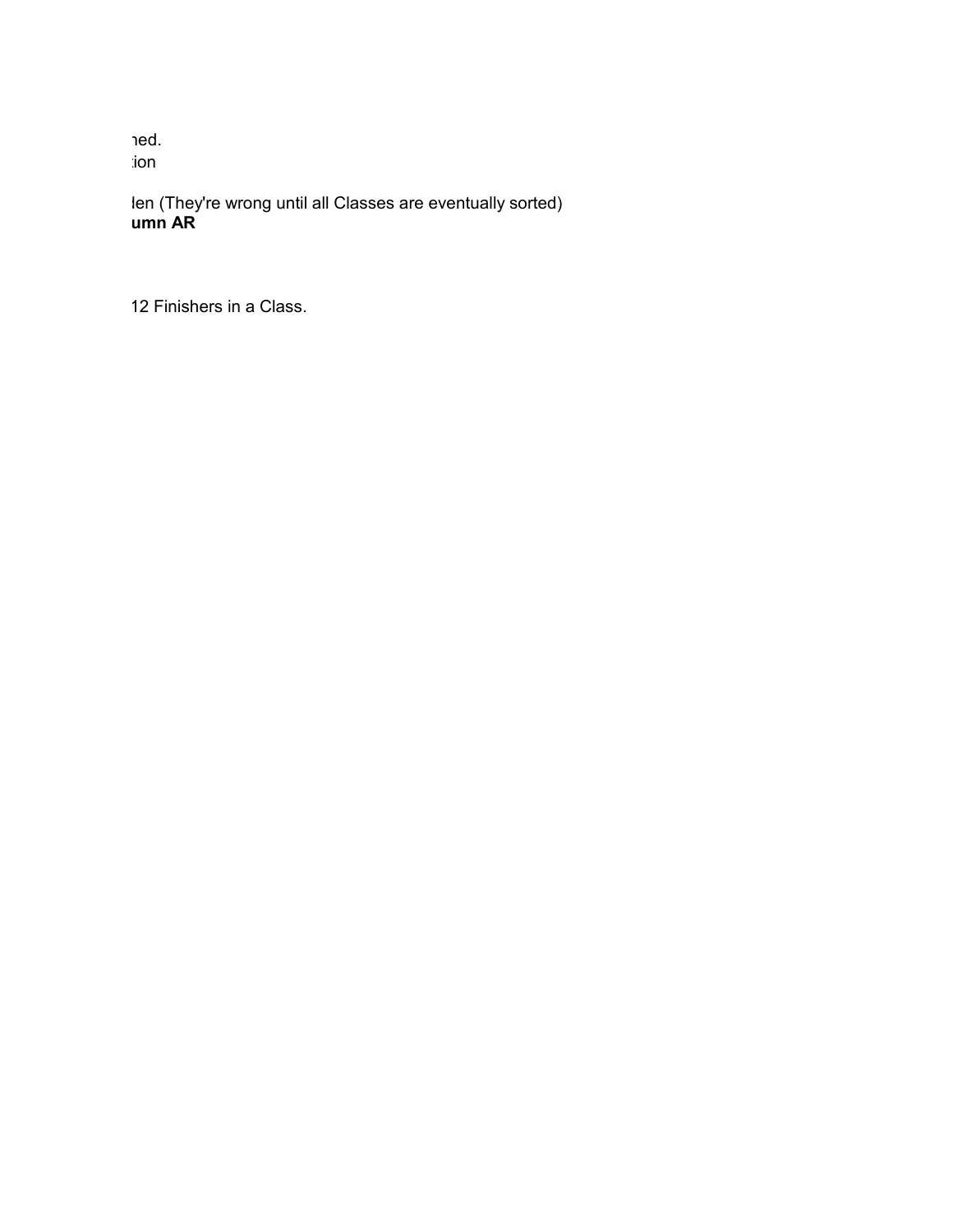ned.
tion

den (They're wrong until all Classes are eventually sorted)
**umn AR**

12 Finishers in a Class.